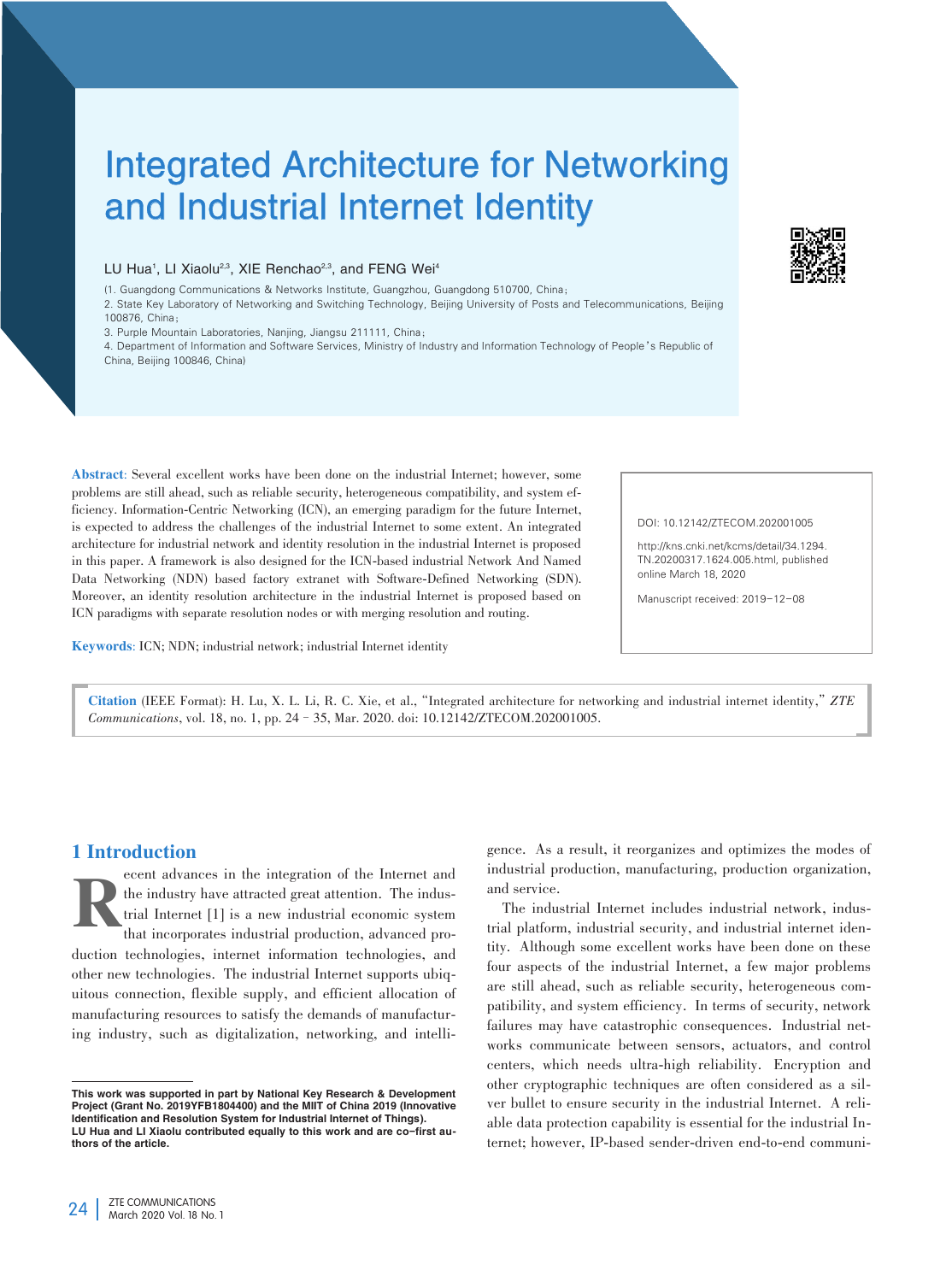# Integrated Architecture for Networking and Industrial Internet Identity

LU Hua[1], LI Xiaolu[2,3], XIE Renchao[2,3], and FENG Wei[4]

(1. Guangdong Communications & Networks Institute, Guangzhou, Guangdong 510700, China;
2. State Key Laboratory of Networking and Switching Technology, Beijing University of Posts and Telecommunications, Beijing 100876, China;
3. Purple Mountain Laboratories, Nanjing, Jiangsu 211111, China;
4. Department of Information and Software Services, Ministry of Industry and Information Technology of People's Republic of China, Beijing 100846, China)

**Abstract**: Several excellent works have been done on the industrial Internet; however, some problems are still ahead, such as reliable security, heterogeneous compatibility, and system efficiency. Information-Centric Networking (ICN), an emerging paradigm for the future Internet, is expected to address the challenges of the industrial Internet to some extent. An integrated architecture for industrial network and identity resolution in the industrial Internet is proposed in this paper. A framework is also designed for the ICN-based industrial Network And Named Data Networking (NDN) based factory extranet with Software-Defined Networking (SDN). Moreover, an identity resolution architecture in the industrial Internet is proposed based on ICN paradigms with separate resolution nodes or with merging resolution and routing.

**Keywords**: ICN; NDN; industrial network; industrial Internet identity

DOI: 10.12142/ZTECOM.202001005

http://kns.cnki.net/kcms/detail/34.1294.TN.20200317.1624.005.html, published online March 18, 2020

Manuscript received: 2019-12-08

**Citation** (IEEE Format): H. Lu, X. L. Li, R. C. Xie, et al., "Integrated architecture for networking and industrial internet identity," *ZTE Communications*, vol. 18, no. 1, pp. 24–35, Mar. 2020. doi: 10.12142/ZTECOM.202001005.

## 1 Introduction

Recent advances in the integration of the Internet and the industry have attracted great attention. The industrial Internet [1] is a new industrial economic system that incorporates industrial production, advanced production technologies, internet information technologies, and other new technologies. The industrial Internet supports ubiquitous connection, flexible supply, and efficient allocation of manufacturing resources to satisfy the demands of manufacturing industry, such as digitalization, networking, and intelligence. As a result, it reorganizes and optimizes the modes of industrial production, manufacturing, production organization, and service.

The industrial Internet includes industrial network, industrial platform, industrial security, and industrial internet identity. Although some excellent works have been done on these four aspects of the industrial Internet, a few major problems are still ahead, such as reliable security, heterogeneous compatibility, and system efficiency. In terms of security, network failures may have catastrophic consequences. Industrial networks communicate between sensors, actuators, and control centers, which needs ultra-high reliability. Encryption and other cryptographic techniques are often considered as a silver bullet to ensure security in the industrial Internet. A reliable data protection capability is essential for the industrial Internet; however, IP-based sender-driven end-to-end communi-

**This work was supported in part by National Key Research & Development Project (Grant No. 2019YFB1804400) and the MIIT of China 2019 (Innovative Identification and Resolution System for Industrial Internet of Things).**
**LU Hua and LI Xiaolu contributed equally to this work and are co-first authors of the article.**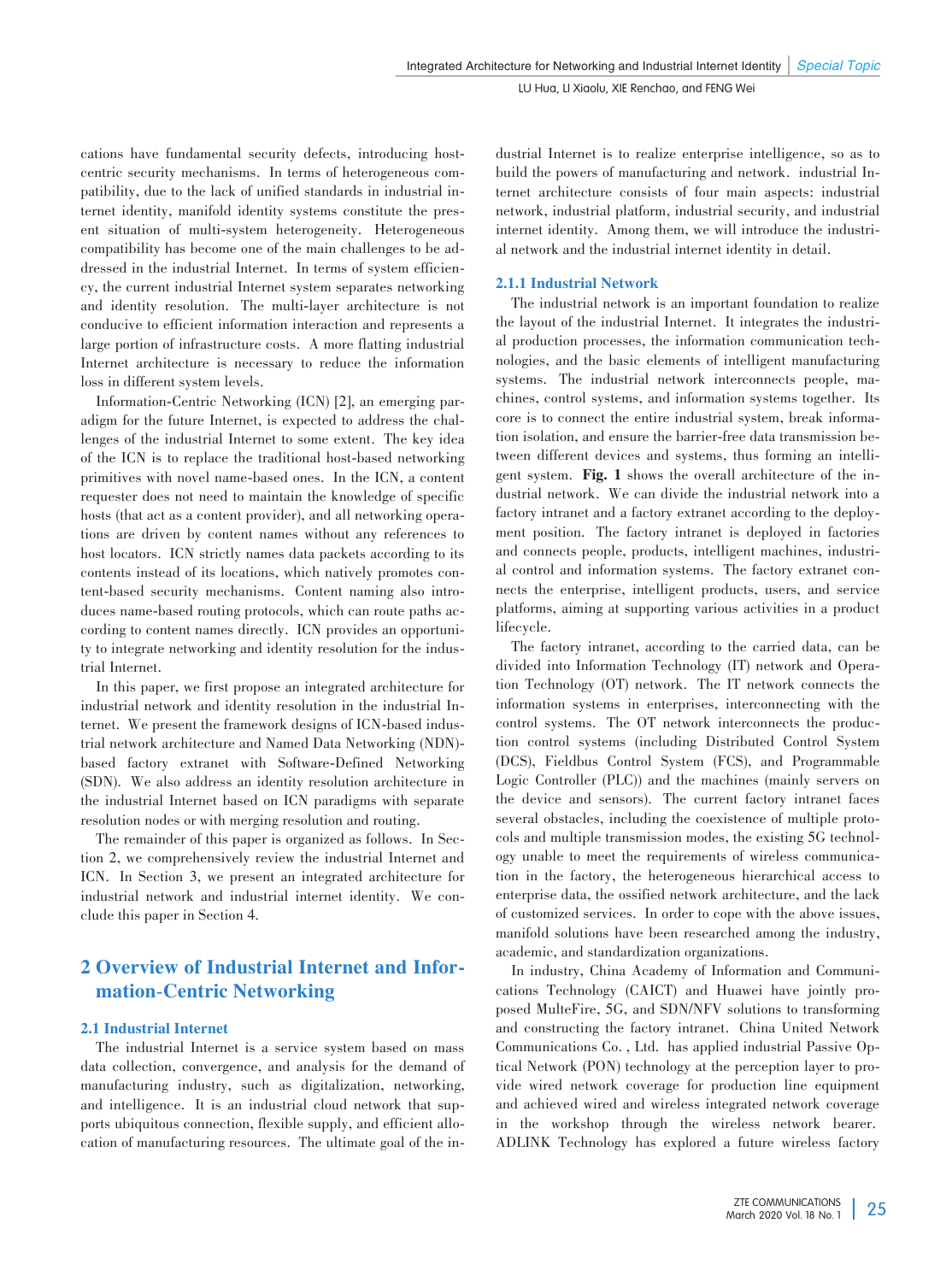cations have fundamental security defects, introducing host-centric security mechanisms. In terms of heterogeneous compatibility, due to the lack of unified standards in industrial internet identity, manifold identity systems constitute the present situation of multi-system heterogeneity. Heterogeneous compatibility has become one of the main challenges to be addressed in the industrial Internet. In terms of system efficiency, the current industrial Internet system separates networking and identity resolution. The multi-layer architecture is not conducive to efficient information interaction and represents a large portion of infrastructure costs. A more flatting industrial Internet architecture is necessary to reduce the information loss in different system levels.

Information-Centric Networking (ICN) [2], an emerging paradigm for the future Internet, is expected to address the challenges of the industrial Internet to some extent. The key idea of the ICN is to replace the traditional host-based networking primitives with novel name-based ones. In the ICN, a content requester does not need to maintain the knowledge of specific hosts (that act as a content provider), and all networking operations are driven by content names without any references to host locators. ICN strictly names data packets according to its contents instead of its locations, which natively promotes content-based security mechanisms. Content naming also introduces name-based routing protocols, which can route paths according to content names directly. ICN provides an opportunity to integrate networking and identity resolution for the industrial Internet.

In this paper, we first propose an integrated architecture for industrial network and identity resolution in the industrial Internet. We present the framework designs of ICN-based industrial network architecture and Named Data Networking (NDN)-based factory extranet with Software-Defined Networking (SDN). We also address an identity resolution architecture in the industrial Internet based on ICN paradigms with separate resolution nodes or with merging resolution and routing.

The remainder of this paper is organized as follows. In Section 2, we comprehensively review the industrial Internet and ICN. In Section 3, we present an integrated architecture for industrial network and industrial internet identity. We conclude this paper in Section 4.

## 2 Overview of Industrial Internet and Information-Centric Networking

### 2.1 Industrial Internet

The industrial Internet is a service system based on mass data collection, convergence, and analysis for the demand of manufacturing industry, such as digitalization, networking, and intelligence. It is an industrial cloud network that supports ubiquitous connection, flexible supply, and efficient allocation of manufacturing resources. The ultimate goal of the industrial Internet is to realize enterprise intelligence, so as to build the powers of manufacturing and network. industrial Internet architecture consists of four main aspects: industrial network, industrial platform, industrial security, and industrial internet identity. Among them, we will introduce the industrial network and the industrial internet identity in detail.

#### 2.1.1 Industrial Network

The industrial network is an important foundation to realize the layout of the industrial Internet. It integrates the industrial production processes, the information communication technologies, and the basic elements of intelligent manufacturing systems. The industrial network interconnects people, machines, control systems, and information systems together. Its core is to connect the entire industrial system, break information isolation, and ensure the barrier-free data transmission between different devices and systems, thus forming an intelligent system. **Fig. 1** shows the overall architecture of the industrial network. We can divide the industrial network into a factory intranet and a factory extranet according to the deployment position. The factory intranet is deployed in factories and connects people, products, intelligent machines, industrial control and information systems. The factory extranet connects the enterprise, intelligent products, users, and service platforms, aiming at supporting various activities in a product lifecycle.

The factory intranet, according to the carried data, can be divided into Information Technology (IT) network and Operation Technology (OT) network. The IT network connects the information systems in enterprises, interconnecting with the control systems. The OT network interconnects the production control systems (including Distributed Control System (DCS), Fieldbus Control System (FCS), and Programmable Logic Controller (PLC)) and the machines (mainly servers on the device and sensors). The current factory intranet faces several obstacles, including the coexistence of multiple protocols and multiple transmission modes, the existing 5G technology unable to meet the requirements of wireless communication in the factory, the heterogeneous hierarchical access to enterprise data, the ossified network architecture, and the lack of customized services. In order to cope with the above issues, manifold solutions have been researched among the industry, academic, and standardization organizations.

In industry, China Academy of Information and Communications Technology (CAICT) and Huawei have jointly proposed MulteFire, 5G, and SDN/NFV solutions to transforming and constructing the factory intranet. China United Network Communications Co., Ltd. has applied industrial Passive Optical Network (PON) technology at the perception layer to provide wired network coverage for production line equipment and achieved wired and wireless integrated network coverage in the workshop through the wireless network bearer. ADLINK Technology has explored a future wireless factory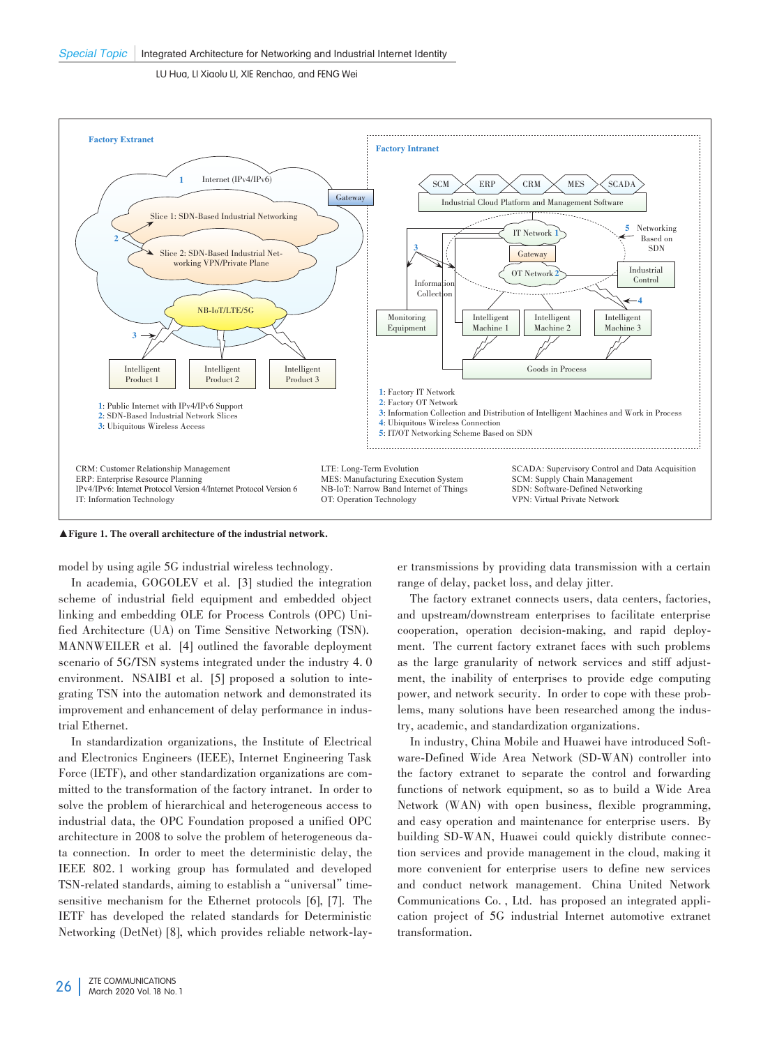▲Figure 1. The overall architecture of the industrial network.

model by using agile 5G industrial wireless technology.

In academia, GOGOLEV et al. [3] studied the integration scheme of industrial field equipment and embedded object linking and embedding OLE for Process Controls (OPC) Unified Architecture (UA) on Time Sensitive Networking (TSN). MANNWEILER et al. [4] outlined the favorable deployment scenario of 5G/TSN systems integrated under the industry 4. 0 environment. NSAIBI et al. [5] proposed a solution to integrating TSN into the automation network and demonstrated its improvement and enhancement of delay performance in industrial Ethernet.

In standardization organizations, the Institute of Electrical and Electronics Engineers (IEEE), Internet Engineering Task Force (IETF), and other standardization organizations are committed to the transformation of the factory intranet. In order to solve the problem of hierarchical and heterogeneous access to industrial data, the OPC Foundation proposed a unified OPC architecture in 2008 to solve the problem of heterogeneous data connection. In order to meet the deterministic delay, the IEEE 802. 1 working group has formulated and developed TSN-related standards, aiming to establish a "universal" time-sensitive mechanism for the Ethernet protocols [6], [7]. The IETF has developed the related standards for Deterministic Networking (DetNet) [8], which provides reliable network-layer transmissions by providing data transmission with a certain range of delay, packet loss, and delay jitter.

The factory extranet connects users, data centers, factories, and upstream/downstream enterprises to facilitate enterprise cooperation, operation decision-making, and rapid deployment. The current factory extranet faces with such problems as the large granularity of network services and stiff adjustment, the inability of enterprises to provide edge computing power, and network security. In order to cope with these problems, many solutions have been researched among the industry, academic, and standardization organizations.

In industry, China Mobile and Huawei have introduced Software-Defined Wide Area Network (SD-WAN) controller into the factory extranet to separate the control and forwarding functions of network equipment, so as to build a Wide Area Network (WAN) with open business, flexible programming, and easy operation and maintenance for enterprise users. By building SD-WAN, Huawei could quickly distribute connection services and provide management in the cloud, making it more convenient for enterprise users to define new services and conduct network management. China United Network Communications Co., Ltd. has proposed an integrated application project of 5G industrial Internet automotive extranet transformation.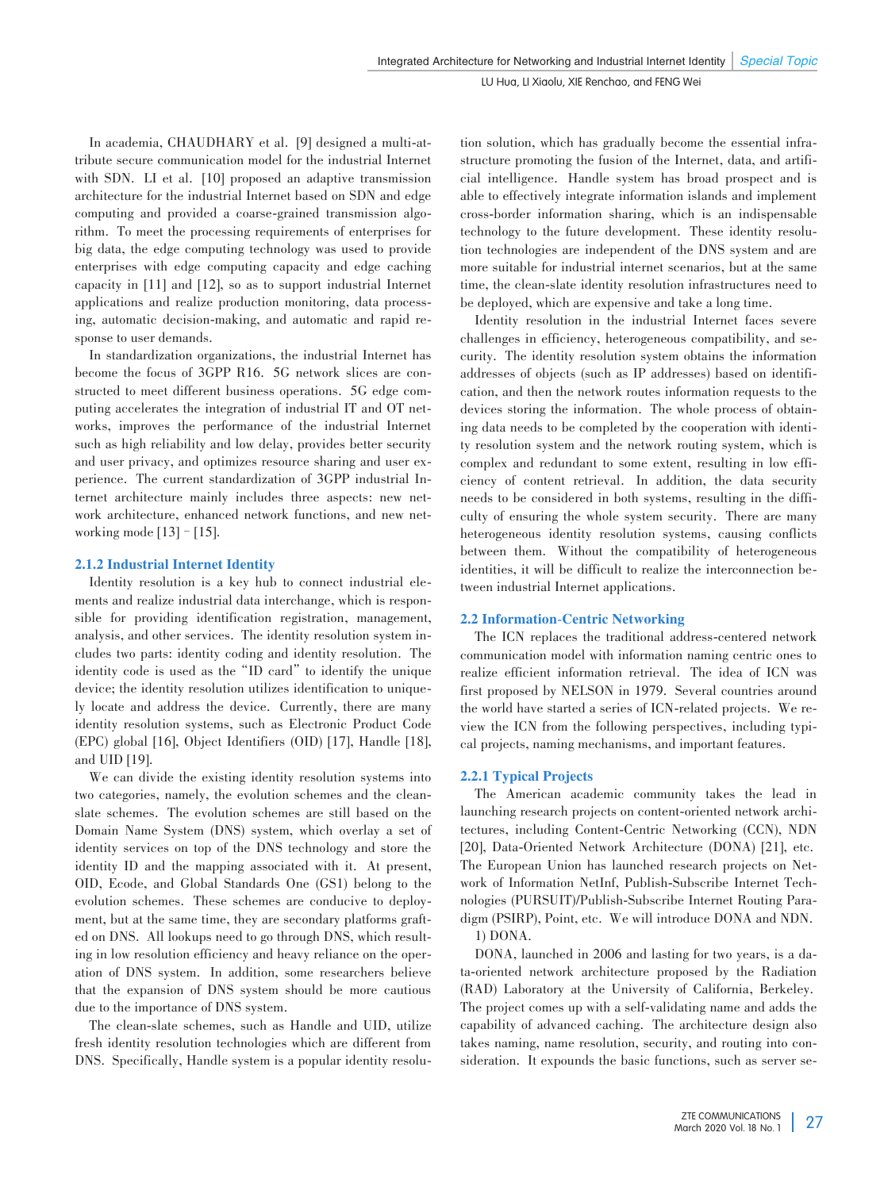In academia, CHAUDHARY et al. [9] designed a multi-attribute secure communication model for the industrial Internet with SDN. LI et al. [10] proposed an adaptive transmission architecture for the industrial Internet based on SDN and edge computing and provided a coarse-grained transmission algorithm. To meet the processing requirements of enterprises for big data, the edge computing technology was used to provide enterprises with edge computing capacity and edge caching capacity in [11] and [12], so as to support industrial Internet applications and realize production monitoring, data processing, automatic decision-making, and automatic and rapid response to user demands.

In standardization organizations, the industrial Internet has become the focus of 3GPP R16. 5G network slices are constructed to meet different business operations. 5G edge computing accelerates the integration of industrial IT and OT networks, improves the performance of the industrial Internet such as high reliability and low delay, provides better security and user privacy, and optimizes resource sharing and user experience. The current standardization of 3GPP industrial Internet architecture mainly includes three aspects: new network architecture, enhanced network functions, and new networking mode [13] – [15].

### 2.1.2 Industrial Internet Identity

Identity resolution is a key hub to connect industrial elements and realize industrial data interchange, which is responsible for providing identification registration, management, analysis, and other services. The identity resolution system includes two parts: identity coding and identity resolution. The identity code is used as the "ID card" to identify the unique device; the identity resolution utilizes identification to uniquely locate and address the device. Currently, there are many identity resolution systems, such as Electronic Product Code (EPC) global [16], Object Identifiers (OID) [17], Handle [18], and UID [19].

We can divide the existing identity resolution systems into two categories, namely, the evolution schemes and the clean-slate schemes. The evolution schemes are still based on the Domain Name System (DNS) system, which overlay a set of identity services on top of the DNS technology and store the identity ID and the mapping associated with it. At present, OID, Ecode, and Global Standards One (GS1) belong to the evolution schemes. These schemes are conducive to deployment, but at the same time, they are secondary platforms grafted on DNS. All lookups need to go through DNS, which resulting in low resolution efficiency and heavy reliance on the operation of DNS system. In addition, some researchers believe that the expansion of DNS system should be more cautious due to the importance of DNS system.

The clean-slate schemes, such as Handle and UID, utilize fresh identity resolution technologies which are different from DNS. Specifically, Handle system is a popular identity resolution solution, which has gradually become the essential infrastructure promoting the fusion of the Internet, data, and artificial intelligence. Handle system has broad prospect and is able to effectively integrate information islands and implement cross-border information sharing, which is an indispensable technology to the future development. These identity resolution technologies are independent of the DNS system and are more suitable for industrial internet scenarios, but at the same time, the clean-slate identity resolution infrastructures need to be deployed, which are expensive and take a long time.

Identity resolution in the industrial Internet faces severe challenges in efficiency, heterogeneous compatibility, and security. The identity resolution system obtains the information addresses of objects (such as IP addresses) based on identification, and then the network routes information requests to the devices storing the information. The whole process of obtaining data needs to be completed by the cooperation with identity resolution system and the network routing system, which is complex and redundant to some extent, resulting in low efficiency of content retrieval. In addition, the data security needs to be considered in both systems, resulting in the difficulty of ensuring the whole system security. There are many heterogeneous identity resolution systems, causing conflicts between them. Without the compatibility of heterogeneous identities, it will be difficult to realize the interconnection between industrial Internet applications.

## 2.2 Information-Centric Networking

The ICN replaces the traditional address-centered network communication model with information naming centric ones to realize efficient information retrieval. The idea of ICN was first proposed by NELSON in 1979. Several countries around the world have started a series of ICN-related projects. We review the ICN from the following perspectives, including typical projects, naming mechanisms, and important features.

### 2.2.1 Typical Projects

The American academic community takes the lead in launching research projects on content-oriented network architectures, including Content-Centric Networking (CCN), NDN [20], Data-Oriented Network Architecture (DONA) [21], etc. The European Union has launched research projects on Network of Information NetInf, Publish-Subscribe Internet Technologies (PURSUIT)/Publish-Subscribe Internet Routing Paradigm (PSIRP), Point, etc. We will introduce DONA and NDN.

1) DONA.

DONA, launched in 2006 and lasting for two years, is a data-oriented network architecture proposed by the Radiation (RAD) Laboratory at the University of California, Berkeley. The project comes up with a self-validating name and adds the capability of advanced caching. The architecture design also takes naming, name resolution, security, and routing into consideration. It expounds the basic functions, such as server se-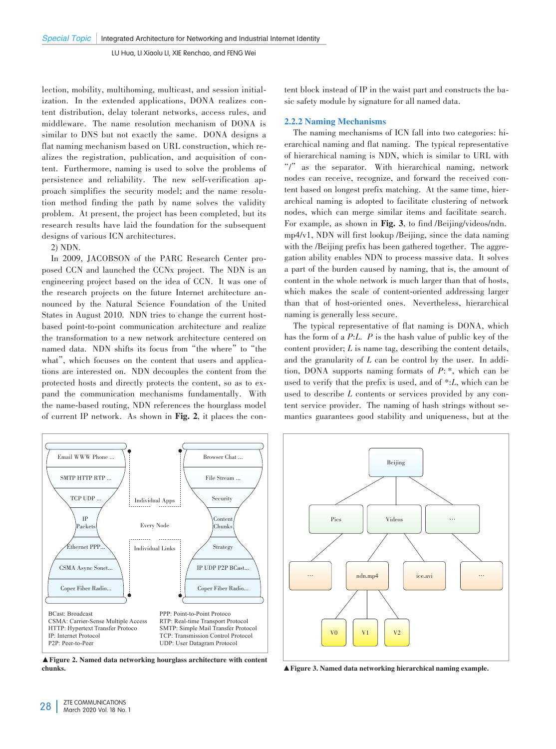lection, mobility, multihoming, multicast, and session initialization. In the extended applications, DONA realizes content distribution, delay tolerant networks, access rules, and middleware. The name resolution mechanism of DONA is similar to DNS but not exactly the same. DONA designs a flat naming mechanism based on URL construction, which realizes the registration, publication, and acquisition of content. Furthermore, naming is used to solve the problems of persistence and reliability. The new self-verification approach simplifies the security model; and the name resolution method finding the path by name solves the validity problem. At present, the project has been completed, but its research results have laid the foundation for the subsequent designs of various ICN architectures.

2) NDN.

In 2009, JACOBSON of the PARC Research Center proposed CCN and launched the CCNx project. The NDN is an engineering project based on the idea of CCN. It was one of the research projects on the future Internet architecture announced by the Natural Science Foundation of the United States in August 2010. NDN tries to change the current host-based point-to-point communication architecture and realize the transformation to a new network architecture centered on named data. NDN shifts its focus from "the where" to "the what", which focuses on the content that users and applications are interested on. NDN decouples the content from the protected hosts and directly protects the content, so as to expand the communication mechanisms fundamentally. With the name-based routing, NDN references the hourglass model of current IP network. As shown in **Fig. 2**, it places the content block instead of IP in the waist part and constructs the basic safety module by signature for all named data.

Email WWW Phone ... | SMTP HTTP RTP ... | TCP UDP ... | IP Packets | Ethernet PPP... | CSMA Async Sonet... | Coper Fiber Radio...

Individual Apps | Every Node | Individual Links

Browser Chat ... | File Stream ... | Security | Content Chunks | Strategy | IP UDP P2P BCast... | Coper Fiber Radio...

BCast: Broadcast
CSMA: Carrier-Sense Multiple Access
HTTP: Hypertext Transfer Protoco
IP: Internet Protocol
P2P: Peer-to-Peer
PPP: Point-to-Point Protoco
RTP: Real-time Transport Protocol
SMTP: Simple Mail Transfer Protocol
TCP: Transmission Control Protocol
UDP: User Datagram Protocol

▲**Figure 2. Named data networking hourglass architecture with content chunks.**

### 2.2.2 Naming Mechanisms

The naming mechanisms of ICN fall into two categories: hierarchical naming and flat naming. The typical representative of hierarchical naming is NDN, which is similar to URL with "/" as the separator. With hierarchical naming, network nodes can receive, recognize, and forward the received content based on longest prefix matching. At the same time, hierarchical naming is adopted to facilitate clustering of network nodes, which can merge similar items and facilitate search. For example, as shown in **Fig. 3**, to find /Beijing/videos/ndn.mp4/v1, NDN will first lookup /Beijing, since the data naming with the /Beijing prefix has been gathered together. The aggregation ability enables NDN to process massive data. It solves a part of the burden caused by naming, that is, the amount of content in the whole network is much larger than that of hosts, which makes the scale of content-oriented addressing larger than that of host-oriented ones. Nevertheless, hierarchical naming is generally less secure.

The typical representative of flat naming is DONA, which has the form of a *P*:*L*. *P* is the hash value of public key of the content provider; *L* is name tag, describing the content details, and the granularity of *L* can be control by the user. In addition, DONA supports naming formats of *P*: *, which can be used to verify that the prefix is used, and of *:*L*, which can be used to describe *L* contents or services provided by any content service provider. The naming of hash strings without semantics guarantees good stability and uniqueness, but at the

Beijing | Pics | Videos | ... | ... | ndn.mp4 | ice.avi | ... | V0 | V1 | V2

▲**Figure 3. Named data networking hierarchical naming example.**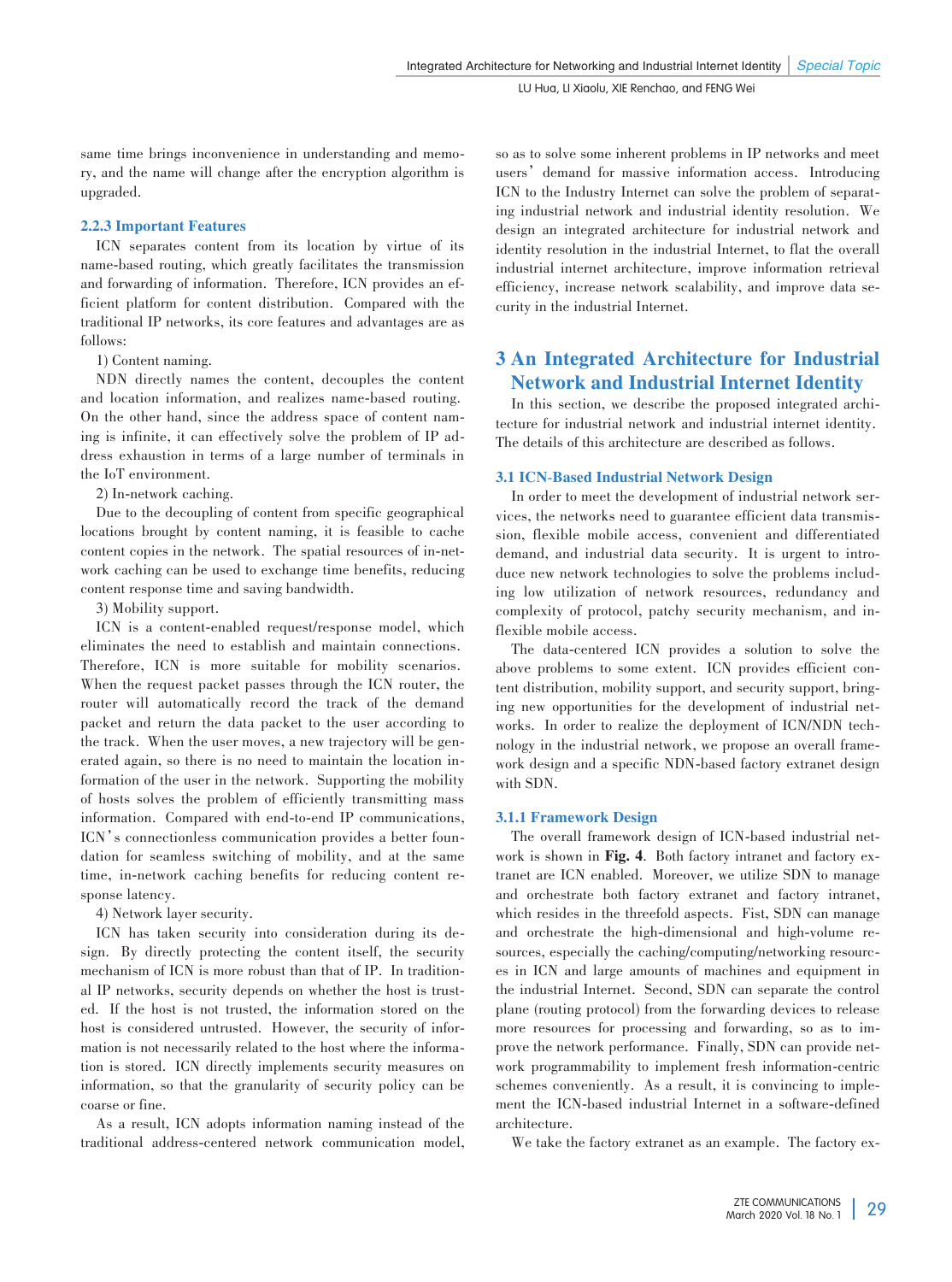same time brings inconvenience in understanding and memory, and the name will change after the encryption algorithm is upgraded.

#### 2.2.3 Important Features

ICN separates content from its location by virtue of its name-based routing, which greatly facilitates the transmission and forwarding of information. Therefore, ICN provides an efficient platform for content distribution. Compared with the traditional IP networks, its core features and advantages are as follows:

1) Content naming.

NDN directly names the content, decouples the content and location information, and realizes name-based routing. On the other hand, since the address space of content naming is infinite, it can effectively solve the problem of IP address exhaustion in terms of a large number of terminals in the IoT environment.

2) In-network caching.

Due to the decoupling of content from specific geographical locations brought by content naming, it is feasible to cache content copies in the network. The spatial resources of in-network caching can be used to exchange time benefits, reducing content response time and saving bandwidth.

3) Mobility support.

ICN is a content-enabled request/response model, which eliminates the need to establish and maintain connections. Therefore, ICN is more suitable for mobility scenarios. When the request packet passes through the ICN router, the router will automatically record the track of the demand packet and return the data packet to the user according to the track. When the user moves, a new trajectory will be generated again, so there is no need to maintain the location information of the user in the network. Supporting the mobility of hosts solves the problem of efficiently transmitting mass information. Compared with end-to-end IP communications, ICN's connectionless communication provides a better foundation for seamless switching of mobility, and at the same time, in-network caching benefits for reducing content response latency.

4) Network layer security.

ICN has taken security into consideration during its design. By directly protecting the content itself, the security mechanism of ICN is more robust than that of IP. In traditional IP networks, security depends on whether the host is trusted. If the host is not trusted, the information stored on the host is considered untrusted. However, the security of information is not necessarily related to the host where the information is stored. ICN directly implements security measures on information, so that the granularity of security policy can be coarse or fine.

As a result, ICN adopts information naming instead of the traditional address-centered network communication model, so as to solve some inherent problems in IP networks and meet users' demand for massive information access. Introducing ICN to the Industry Internet can solve the problem of separating industrial network and industrial identity resolution. We design an integrated architecture for industrial network and identity resolution in the industrial Internet, to flat the overall industrial internet architecture, improve information retrieval efficiency, increase network scalability, and improve data security in the industrial Internet.

## 3 An Integrated Architecture for Industrial Network and Industrial Internet Identity

In this section, we describe the proposed integrated architecture for industrial network and industrial internet identity. The details of this architecture are described as follows.

### 3.1 ICN-Based Industrial Network Design

In order to meet the development of industrial network services, the networks need to guarantee efficient data transmission, flexible mobile access, convenient and differentiated demand, and industrial data security. It is urgent to introduce new network technologies to solve the problems including low utilization of network resources, redundancy and complexity of protocol, patchy security mechanism, and inflexible mobile access.

The data-centered ICN provides a solution to solve the above problems to some extent. ICN provides efficient content distribution, mobility support, and security support, bringing new opportunities for the development of industrial networks. In order to realize the deployment of ICN/NDN technology in the industrial network, we propose an overall framework design and a specific NDN-based factory extranet design with SDN.

#### 3.1.1 Framework Design

The overall framework design of ICN-based industrial network is shown in **Fig. 4**. Both factory intranet and factory extranet are ICN enabled. Moreover, we utilize SDN to manage and orchestrate both factory extranet and factory intranet, which resides in the threefold aspects. Fist, SDN can manage and orchestrate the high-dimensional and high-volume resources, especially the caching/computing/networking resources in ICN and large amounts of machines and equipment in the industrial Internet. Second, SDN can separate the control plane (routing protocol) from the forwarding devices to release more resources for processing and forwarding, so as to improve the network performance. Finally, SDN can provide network programmability to implement fresh information-centric schemes conveniently. As a result, it is convincing to implement the ICN-based industrial Internet in a software-defined architecture.

We take the factory extranet as an example. The factory ex-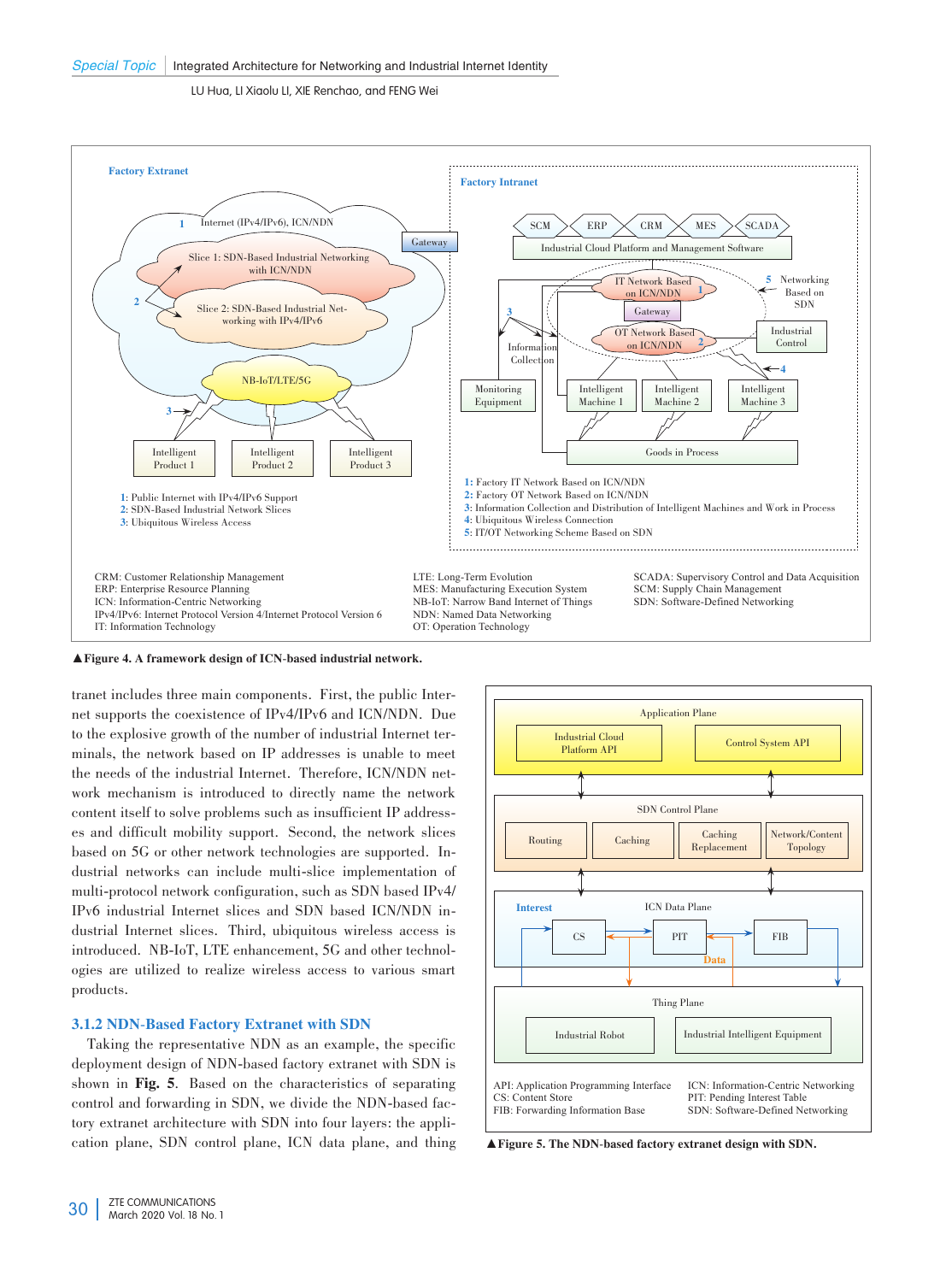▲Figure 4. A framework design of ICN-based industrial network.

tranet includes three main components. First, the public Internet supports the coexistence of IPv4/IPv6 and ICN/NDN. Due to the explosive growth of the number of industrial Internet terminals, the network based on IP addresses is unable to meet the needs of the industrial Internet. Therefore, ICN/NDN network mechanism is introduced to directly name the network content itself to solve problems such as insufficient IP addresses and difficult mobility support. Second, the network slices based on 5G or other network technologies are supported. Industrial networks can include multi-slice implementation of multi-protocol network configuration, such as SDN based IPv4/IPv6 industrial Internet slices and SDN based ICN/NDN industrial Internet slices. Third, ubiquitous wireless access is introduced. NB-IoT, LTE enhancement, 5G and other technologies are utilized to realize wireless access to various smart products.

### 3.1.2 NDN-Based Factory Extranet with SDN

Taking the representative NDN as an example, the specific deployment design of NDN-based factory extranet with SDN is shown in **Fig. 5**. Based on the characteristics of separating control and forwarding in SDN, we divide the NDN-based factory extranet architecture with SDN into four layers: the application plane, SDN control plane, ICN data plane, and thing

▲Figure 5. The NDN-based factory extranet design with SDN.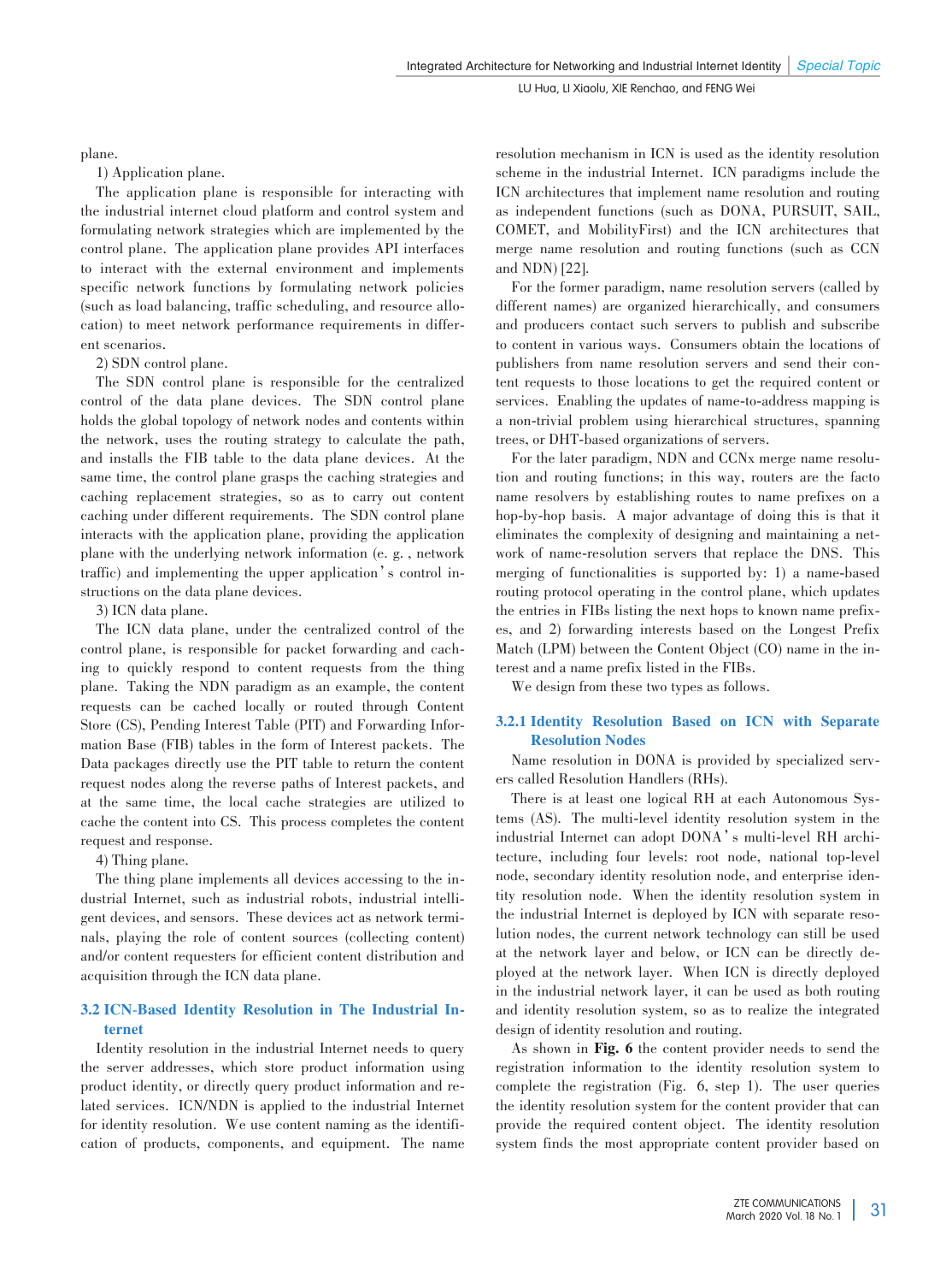plane.

1) Application plane.

The application plane is responsible for interacting with the industrial internet cloud platform and control system and formulating network strategies which are implemented by the control plane. The application plane provides API interfaces to interact with the external environment and implements specific network functions by formulating network policies (such as load balancing, traffic scheduling, and resource allocation) to meet network performance requirements in different scenarios.

2) SDN control plane.

The SDN control plane is responsible for the centralized control of the data plane devices. The SDN control plane holds the global topology of network nodes and contents within the network, uses the routing strategy to calculate the path, and installs the FIB table to the data plane devices. At the same time, the control plane grasps the caching strategies and caching replacement strategies, so as to carry out content caching under different requirements. The SDN control plane interacts with the application plane, providing the application plane with the underlying network information (e. g. , network traffic) and implementing the upper application's control instructions on the data plane devices.

3) ICN data plane.

The ICN data plane, under the centralized control of the control plane, is responsible for packet forwarding and caching to quickly respond to content requests from the thing plane. Taking the NDN paradigm as an example, the content requests can be cached locally or routed through Content Store (CS), Pending Interest Table (PIT) and Forwarding Information Base (FIB) tables in the form of Interest packets. The Data packages directly use the PIT table to return the content request nodes along the reverse paths of Interest packets, and at the same time, the local cache strategies are utilized to cache the content into CS. This process completes the content request and response.

4) Thing plane.

The thing plane implements all devices accessing to the industrial Internet, such as industrial robots, industrial intelligent devices, and sensors. These devices act as network terminals, playing the role of content sources (collecting content) and/or content requesters for efficient content distribution and acquisition through the ICN data plane.

### 3.2 ICN-Based Identity Resolution in The Industrial Internet

Identity resolution in the industrial Internet needs to query the server addresses, which store product information using product identity, or directly query product information and related services. ICN/NDN is applied to the industrial Internet for identity resolution. We use content naming as the identification of products, components, and equipment. The name resolution mechanism in ICN is used as the identity resolution scheme in the industrial Internet. ICN paradigms include the ICN architectures that implement name resolution and routing as independent functions (such as DONA, PURSUIT, SAIL, COMET, and MobilityFirst) and the ICN architectures that merge name resolution and routing functions (such as CCN and NDN) [22].

For the former paradigm, name resolution servers (called by different names) are organized hierarchically, and consumers and producers contact such servers to publish and subscribe to content in various ways. Consumers obtain the locations of publishers from name resolution servers and send their content requests to those locations to get the required content or services. Enabling the updates of name-to-address mapping is a non-trivial problem using hierarchical structures, spanning trees, or DHT-based organizations of servers.

For the later paradigm, NDN and CCNx merge name resolution and routing functions; in this way, routers are the facto name resolvers by establishing routes to name prefixes on a hop-by-hop basis. A major advantage of doing this is that it eliminates the complexity of designing and maintaining a network of name-resolution servers that replace the DNS. This merging of functionalities is supported by: 1) a name-based routing protocol operating in the control plane, which updates the entries in FIBs listing the next hops to known name prefixes, and 2) forwarding interests based on the Longest Prefix Match (LPM) between the Content Object (CO) name in the interest and a name prefix listed in the FIBs.

We design from these two types as follows.

#### 3.2.1 Identity Resolution Based on ICN with Separate Resolution Nodes

Name resolution in DONA is provided by specialized servers called Resolution Handlers (RHs).

There is at least one logical RH at each Autonomous Systems (AS). The multi-level identity resolution system in the industrial Internet can adopt DONA's multi-level RH architecture, including four levels: root node, national top-level node, secondary identity resolution node, and enterprise identity resolution node. When the identity resolution system in the industrial Internet is deployed by ICN with separate resolution nodes, the current network technology can still be used at the network layer and below, or ICN can be directly deployed at the network layer. When ICN is directly deployed in the industrial network layer, it can be used as both routing and identity resolution system, so as to realize the integrated design of identity resolution and routing.

As shown in **Fig. 6** the content provider needs to send the registration information to the identity resolution system to complete the registration (Fig. 6, step 1). The user queries the identity resolution system for the content provider that can provide the required content object. The identity resolution system finds the most appropriate content provider based on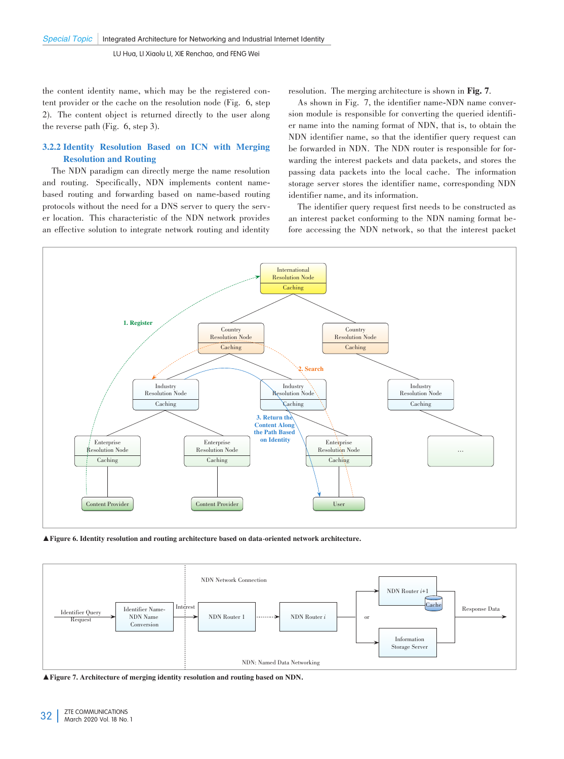the content identity name, which may be the registered content provider or the cache on the resolution node (Fig. 6, step 2). The content object is returned directly to the user along the reverse path (Fig. 6, step 3).

### 3.2.2 Identity Resolution Based on ICN with Merging Resolution and Routing

The NDN paradigm can directly merge the name resolution and routing. Specifically, NDN implements content name-based routing and forwarding based on name-based routing protocols without the need for a DNS server to query the server location. This characteristic of the NDN network provides an effective solution to integrate network routing and identity resolution. The merging architecture is shown in **Fig. 7**.

As shown in Fig. 7, the identifier name-NDN name conversion module is responsible for converting the queried identifier name into the naming format of NDN, that is, to obtain the NDN identifier name, so that the identifier query request can be forwarded in NDN. The NDN router is responsible for forwarding the interest packets and data packets, and stores the passing data packets into the local cache. The information storage server stores the identifier name, corresponding NDN identifier name, and its information.

The identifier query request first needs to be constructed as an interest packet conforming to the NDN naming format before accessing the NDN network, so that the interest packet

▲**Figure 6. Identity resolution and routing architecture based on data-oriented network architecture.**

▲**Figure 7. Architecture of merging identity resolution and routing based on NDN.**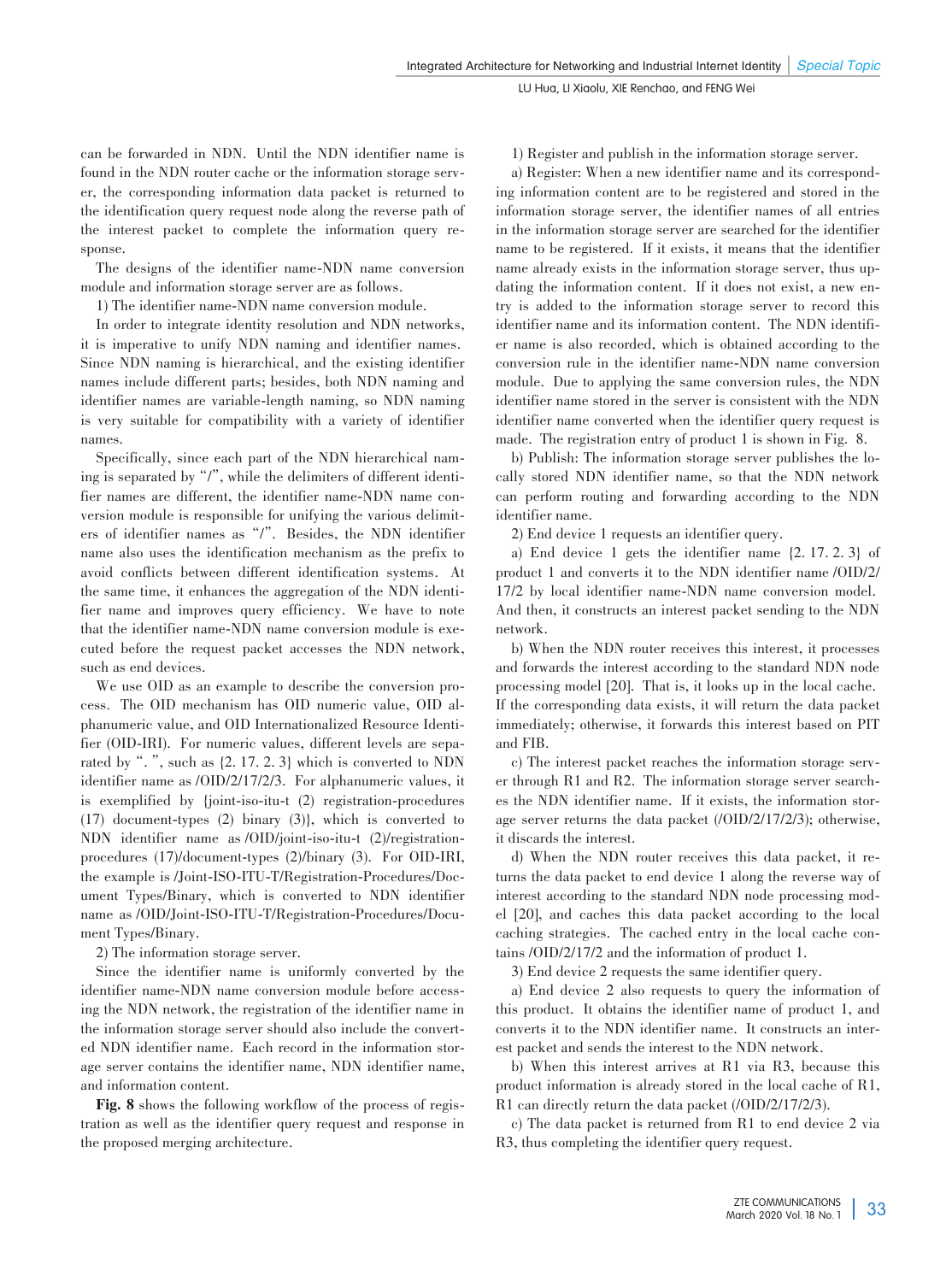can be forwarded in NDN. Until the NDN identifier name is found in the NDN router cache or the information storage server, the corresponding information data packet is returned to the identification query request node along the reverse path of the interest packet to complete the information query response.

The designs of the identifier name-NDN name conversion module and information storage server are as follows.

1) The identifier name-NDN name conversion module.

In order to integrate identity resolution and NDN networks, it is imperative to unify NDN naming and identifier names. Since NDN naming is hierarchical, and the existing identifier names include different parts; besides, both NDN naming and identifier names are variable-length naming, so NDN naming is very suitable for compatibility with a variety of identifier names.

Specifically, since each part of the NDN hierarchical naming is separated by "/", while the delimiters of different identifier names are different, the identifier name-NDN name conversion module is responsible for unifying the various delimiters of identifier names as "/". Besides, the NDN identifier name also uses the identification mechanism as the prefix to avoid conflicts between different identification systems. At the same time, it enhances the aggregation of the NDN identifier name and improves query efficiency. We have to note that the identifier name-NDN name conversion module is executed before the request packet accesses the NDN network, such as end devices.

We use OID as an example to describe the conversion process. The OID mechanism has OID numeric value, OID alphanumeric value, and OID Internationalized Resource Identifier (OID-IRI). For numeric values, different levels are separated by ".", such as {2. 17. 2. 3} which is converted to NDN identifier name as /OID/2/17/2/3. For alphanumeric values, it is exemplified by {joint-iso-itu-t (2) registration-procedures (17) document-types (2) binary (3)}, which is converted to NDN identifier name as /OID/joint-iso-itu-t (2)/registration-procedures (17)/document-types (2)/binary (3). For OID-IRI, the example is /Joint-ISO-ITU-T/Registration-Procedures/Document Types/Binary, which is converted to NDN identifier name as /OID/Joint-ISO-ITU-T/Registration-Procedures/Document Types/Binary.

2) The information storage server.

Since the identifier name is uniformly converted by the identifier name-NDN name conversion module before accessing the NDN network, the registration of the identifier name in the information storage server should also include the converted NDN identifier name. Each record in the information storage server contains the identifier name, NDN identifier name, and information content.

**Fig. 8** shows the following workflow of the process of registration as well as the identifier query request and response in the proposed merging architecture.

1) Register and publish in the information storage server.

a) Register: When a new identifier name and its corresponding information content are to be registered and stored in the information storage server, the identifier names of all entries in the information storage server are searched for the identifier name to be registered. If it exists, it means that the identifier name already exists in the information storage server, thus updating the information content. If it does not exist, a new entry is added to the information storage server to record this identifier name and its information content. The NDN identifier name is also recorded, which is obtained according to the conversion rule in the identifier name-NDN name conversion module. Due to applying the same conversion rules, the NDN identifier name stored in the server is consistent with the NDN identifier name converted when the identifier query request is made. The registration entry of product 1 is shown in Fig. 8.

b) Publish: The information storage server publishes the locally stored NDN identifier name, so that the NDN network can perform routing and forwarding according to the NDN identifier name.

2) End device 1 requests an identifier query.

a) End device 1 gets the identifier name {2. 17. 2. 3} of product 1 and converts it to the NDN identifier name /OID/2/17/2 by local identifier name-NDN name conversion model. And then, it constructs an interest packet sending to the NDN network.

b) When the NDN router receives this interest, it processes and forwards the interest according to the standard NDN node processing model [20]. That is, it looks up in the local cache. If the corresponding data exists, it will return the data packet immediately; otherwise, it forwards this interest based on PIT and FIB.

c) The interest packet reaches the information storage server through R1 and R2. The information storage server searches the NDN identifier name. If it exists, the information storage server returns the data packet (/OID/2/17/2/3); otherwise, it discards the interest.

d) When the NDN router receives this data packet, it returns the data packet to end device 1 along the reverse way of interest according to the standard NDN node processing model [20], and caches this data packet according to the local caching strategies. The cached entry in the local cache contains /OID/2/17/2 and the information of product 1.

3) End device 2 requests the same identifier query.

a) End device 2 also requests to query the information of this product. It obtains the identifier name of product 1, and converts it to the NDN identifier name. It constructs an interest packet and sends the interest to the NDN network.

b) When this interest arrives at R1 via R3, because this product information is already stored in the local cache of R1, R1 can directly return the data packet (/OID/2/17/2/3).

c) The data packet is returned from R1 to end device 2 via R3, thus completing the identifier query request.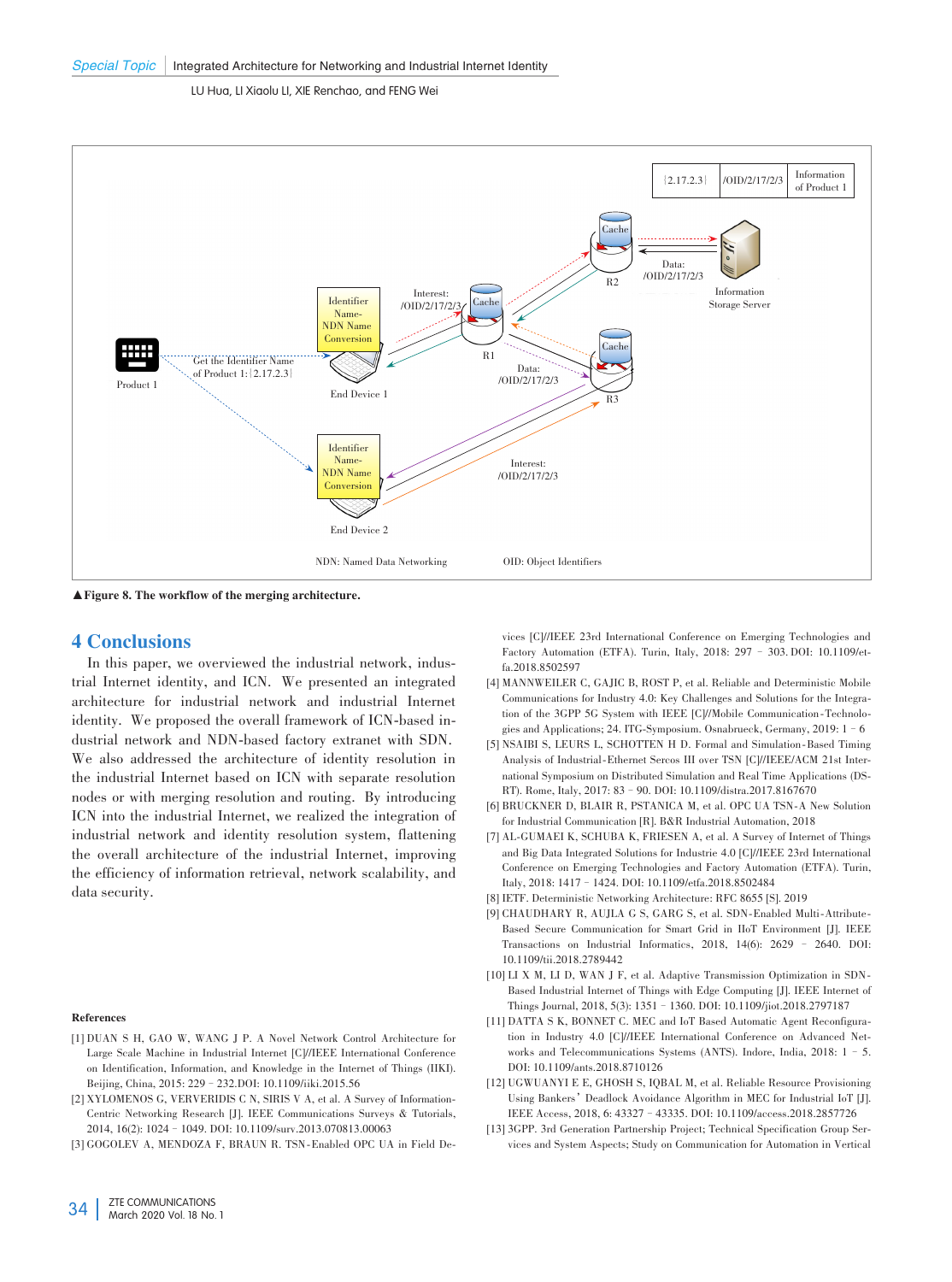▲Figure 8. The workflow of the merging architecture.

## 4 Conclusions

In this paper, we overviewed the industrial network, industrial Internet identity, and ICN. We presented an integrated architecture for industrial network and industrial Internet identity. We proposed the overall framework of ICN-based industrial network and NDN-based factory extranet with SDN. We also addressed the architecture of identity resolution in the industrial Internet based on ICN with separate resolution nodes or with merging resolution and routing. By introducing ICN into the industrial Internet, we realized the integration of industrial network and identity resolution system, flattening the overall architecture of the industrial Internet, improving the efficiency of information retrieval, network scalability, and data security.

### References

[1] DUAN S H, GAO W, WANG J P. A Novel Network Control Architecture for Large Scale Machine in Industrial Internet [C]//IEEE International Conference on Identification, Information, and Knowledge in the Internet of Things (IIKI). Beijing, China, 2015: 229 – 232.DOI: 10.1109/iiki.2015.56

[2] XYLOMENOS G, VERVERIDIS C N, SIRIS V A, et al. A Survey of Information-Centric Networking Research [J]. IEEE Communications Surveys & Tutorials, 2014, 16(2): 1024 – 1049. DOI: 10.1109/surv.2013.070813.00063

[3] GOGOLEV A, MENDOZA F, BRAUN R. TSN-Enabled OPC UA in Field Devices [C]//IEEE 23rd International Conference on Emerging Technologies and Factory Automation (ETFA). Turin, Italy, 2018: 297 – 303. DOI: 10.1109/etfa.2018.8502597

[4] MANNWEILER C, GAJIC B, ROST P, et al. Reliable and Deterministic Mobile Communications for Industry 4.0: Key Challenges and Solutions for the Integration of the 3GPP 5G System with IEEE [C]//Mobile Communication-Technologies and Applications; 24. ITG-Symposium. Osnabrueck, Germany, 2019: 1 – 6

[5] NSAIBI S, LEURS L, SCHOTTEN H D. Formal and Simulation-Based Timing Analysis of Industrial-Ethernet Sercos III over TSN [C]//IEEE/ACM 21st International Symposium on Distributed Simulation and Real Time Applications (DS-RT). Rome, Italy, 2017: 83 – 90. DOI: 10.1109/distra.2017.8167670

[6] BRUCKNER D, BLAIR R, PSTANICA M, et al. OPC UA TSN-A New Solution for Industrial Communication [R]. B&R Industrial Automation, 2018

[7] AL-GUMAEI K, SCHUBA K, FRIESEN A, et al. A Survey of Internet of Things and Big Data Integrated Solutions for Industrie 4.0 [C]//IEEE 23rd International Conference on Emerging Technologies and Factory Automation (ETFA). Turin, Italy, 2018: 1417 – 1424. DOI: 10.1109/etfa.2018.8502484

[8] IETF. Deterministic Networking Architecture: RFC 8655 [S]. 2019

[9] CHAUDHARY R, AUJLA G S, GARG S, et al. SDN-Enabled Multi-Attribute-Based Secure Communication for Smart Grid in IIoT Environment [J]. IEEE Transactions on Industrial Informatics, 2018, 14(6): 2629 – 2640. DOI: 10.1109/tii.2018.2789442

[10] LI X M, LI D, WAN J F, et al. Adaptive Transmission Optimization in SDN-Based Industrial Internet of Things with Edge Computing [J]. IEEE Internet of Things Journal, 2018, 5(3): 1351 – 1360. DOI: 10.1109/jiot.2018.2797187

[11] DATTA S K, BONNET C. MEC and IoT Based Automatic Agent Reconfiguration in Industry 4.0 [C]//IEEE International Conference on Advanced Networks and Telecommunications Systems (ANTS). Indore, India, 2018: 1 – 5. DOI: 10.1109/ants.2018.8710126

[12] UGWUANYI E E, GHOSH S, IQBAL M, et al. Reliable Resource Provisioning Using Bankers' Deadlock Avoidance Algorithm in MEC for Industrial IoT [J]. IEEE Access, 2018, 6: 43327 – 43335. DOI: 10.1109/access.2018.2857726

[13] 3GPP. 3rd Generation Partnership Project; Technical Specification Group Services and System Aspects; Study on Communication for Automation in Vertical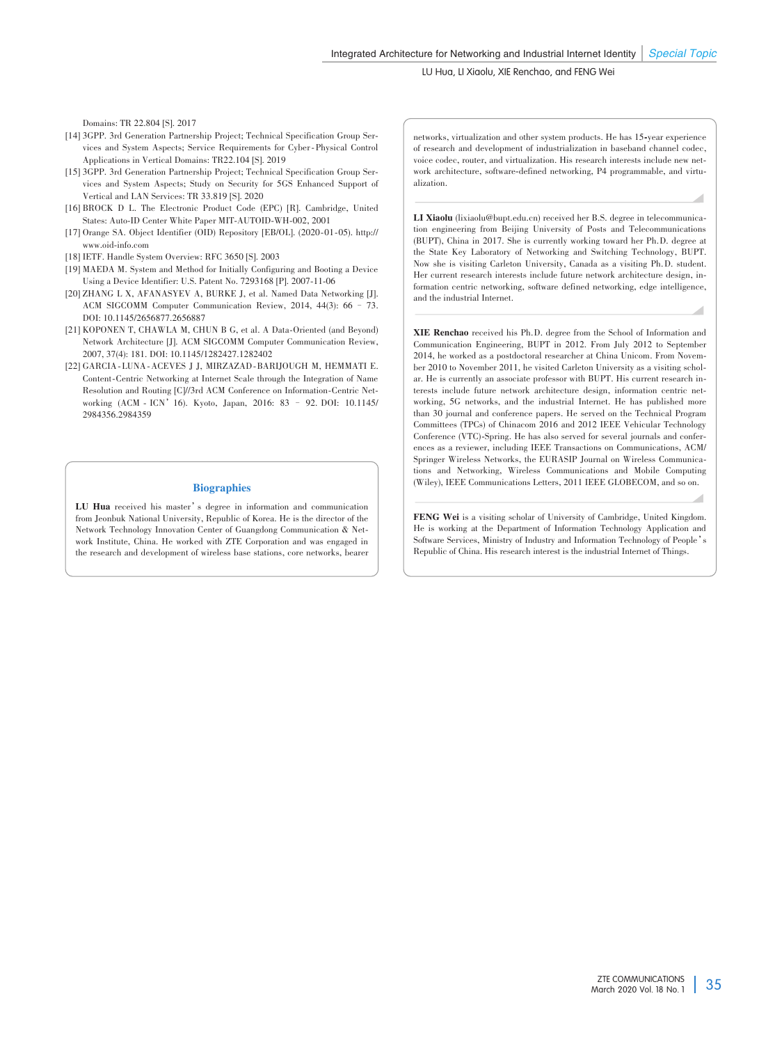Domains: TR 22.804 [S]. 2017

[14] 3GPP. 3rd Generation Partnership Project; Technical Specification Group Services and System Aspects; Service Requirements for Cyber-Physical Control Applications in Vertical Domains: TR22.104 [S]. 2019

[15] 3GPP. 3rd Generation Partnership Project; Technical Specification Group Services and System Aspects; Study on Security for 5GS Enhanced Support of Vertical and LAN Services: TR 33.819 [S]. 2020

[16] BROCK D L. The Electronic Product Code (EPC) [R]. Cambridge, United States: Auto-ID Center White Paper MIT-AUTOID-WH-002, 2001

[17] Orange SA. Object Identifier (OID) Repository [EB/OL]. (2020-01-05). http://www.oid-info.com

[18] IETF. Handle System Overview: RFC 3650 [S]. 2003

[19] MAEDA M. System and Method for Initially Configuring and Booting a Device Using a Device Identifier: U.S. Patent No. 7293168 [P]. 2007-11-06

[20] ZHANG L X, AFANASYEV A, BURKE J, et al. Named Data Networking [J]. ACM SIGCOMM Computer Communication Review, 2014, 44(3): 66–73. DOI: 10.1145/2656877.2656887

[21] KOPONEN T, CHAWLA M, CHUN B G, et al. A Data-Oriented (and Beyond) Network Architecture [J]. ACM SIGCOMM Computer Communication Review, 2007, 37(4): 181. DOI: 10.1145/1282427.1282402

[22] GARCIA-LUNA-ACEVES J J, MIRZAZAD-BARIJOUGH M, HEMMATI E. Content-Centric Networking at Internet Scale through the Integration of Name Resolution and Routing [C]//3rd ACM Conference on Information-Centric Networking (ACM-ICN' 16). Kyoto, Japan, 2016: 83–92. DOI: 10.1145/2984356.2984359

## Biographies

**LU Hua** received his master's degree in information and communication from Jeonbuk National University, Republic of Korea. He is the director of the Network Technology Innovation Center of Guangdong Communication & Network Institute, China. He worked with ZTE Corporation and was engaged in the research and development of wireless base stations, core networks, bearer networks, virtualization and other system products. He has 15-year experience of research and development of industrialization in baseband channel codec, voice codec, router, and virtualization. His research interests include new network architecture, software-defined networking, P4 programmable, and virtualization.

**LI Xiaolu** (lixiaolu@bupt.edu.cn) received her B.S. degree in telecommunication engineering from Beijing University of Posts and Telecommunications (BUPT), China in 2017. She is currently working toward her Ph.D. degree at the State Key Laboratory of Networking and Switching Technology, BUPT. Now she is visiting Carleton University, Canada as a visiting Ph.D. student. Her current research interests include future network architecture design, information centric networking, software defined networking, edge intelligence, and the industrial Internet.

**XIE Renchao** received his Ph.D. degree from the School of Information and Communication Engineering, BUPT in 2012. From July 2012 to September 2014, he worked as a postdoctoral researcher at China Unicom. From November 2010 to November 2011, he visited Carleton University as a visiting scholar. He is currently an associate professor with BUPT. His current research interests include future network architecture design, information centric networking, 5G networks, and the industrial Internet. He has published more than 30 journal and conference papers. He served on the Technical Program Committees (TPCs) of Chinacom 2016 and 2012 IEEE Vehicular Technology Conference (VTC)-Spring. He has also served for several journals and conferences as a reviewer, including IEEE Transactions on Communications, ACM/Springer Wireless Networks, the EURASIP Journal on Wireless Communications and Networking, Wireless Communications and Mobile Computing (Wiley), IEEE Communications Letters, 2011 IEEE GLOBECOM, and so on.

**FENG Wei** is a visiting scholar of University of Cambridge, United Kingdom. He is working at the Department of Information Technology Application and Software Services, Ministry of Industry and Information Technology of People's Republic of China. His research interest is the industrial Internet of Things.